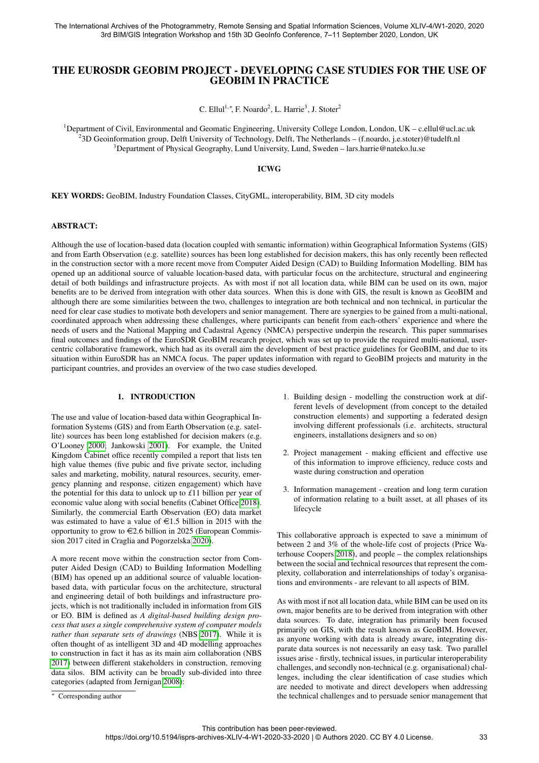# THE EUROSDR GEOBIM PROJECT - DEVELOPING CASE STUDIES FOR THE USE OF GEOBIM IN PRACTICE

C. Ellul[1,*], F. Noardo[2], L. Harrie[3], J. Stoter[2]

[1]Department of Civil, Environmental and Geomatic Engineering, University College London, London, UK – c.ellul@ucl.ac.uk
[2]3D Geoinformation group, Delft University of Technology, Delft, The Netherlands – (f.noardo, j.e.stoter)@tudelft.nl
[3]Department of Physical Geography, Lund University, Lund, Sweden – lars.harrie@nateko.lu.se

**ICWG**

**KEY WORDS:** GeoBIM, Industry Foundation Classes, CityGML, interoperability, BIM, 3D city models

## ABSTRACT:

Although the use of location-based data (location coupled with semantic information) within Geographical Information Systems (GIS) and from Earth Observation (e.g. satellite) sources has been long established for decision makers, this has only recently been reflected in the construction sector with a more recent move from Computer Aided Design (CAD) to Building Information Modelling. BIM has opened up an additional source of valuable location-based data, with particular focus on the architecture, structural and engineering detail of both buildings and infrastructure projects. As with most if not all location data, while BIM can be used on its own, major benefits are to be derived from integration with other data sources. When this is done with GIS, the result is known as GeoBIM and although there are some similarities between the two, challenges to integration are both technical and non technical, in particular the need for clear case studies to motivate both developers and senior management. There are synergies to be gained from a multi-national, coordinated approach when addressing these challenges, where participants can benefit from each-others' experience and where the needs of users and the National Mapping and Cadastral Agency (NMCA) perspective underpin the research. This paper summarises final outcomes and findings of the EuroSDR GeoBIM research project, which was set up to provide the required multi-national, user-centric collaborative framework, which had as its overall aim the development of best practice guidelines for GeoBIM, and due to its situation within EuroSDR has an NMCA focus. The paper updates information with regard to GeoBIM projects and maturity in the participant countries, and provides an overview of the two case studies developed.

## 1. INTRODUCTION

The use and value of location-based data within Geographical Information Systems (GIS) and from Earth Observation (e.g. satellite) sources has been long established for decision makers (e.g. O'Looney 2000; Jankowski 2001). For example, the United Kingdom Cabinet office recently compiled a report that lists ten high value themes (five pubic and five private sector, including sales and marketing, mobility, natural resources, security, emergency planning and response, citizen engagement) which have the potential for this data to unlock up to £11 billion per year of economic value along with social benefits (Cabinet Office 2018). Similarly, the commercial Earth Observation (EO) data market was estimated to have a value of €1.5 billion in 2015 with the opportunity to grow to €2.6 billion in 2025 (European Commission 2017 cited in Craglia and Pogorzelska 2020).

A more recent move within the construction sector from Computer Aided Design (CAD) to Building Information Modelling (BIM) has opened up an additional source of valuable location-based data, with particular focus on the architecture, structural and engineering detail of both buildings and infrastructure projects, which is not traditionally included in information from GIS or EO. BIM is defined as *A digital-based building design process that uses a single comprehensive system of computer models rather than separate sets of drawings* (NBS 2017). While it is often thought of as intelligent 3D and 4D modelling approaches to construction in fact it has as its main aim collaboration (NBS 2017) between different stakeholders in construction, removing data silos. BIM activity can be broadly sub-divided into three categories (adapted from Jernigan 2008):

1. Building design - modelling the construction work at different levels of development (from concept to the detailed construction elements) and supporting a federated design involving different professionals (i.e. architects, structural engineers, installations designers and so on)
2. Project management - making efficient and effective use of this information to improve efficiency, reduce costs and waste during construction and operation
3. Information management - creation and long term curation of information relating to a built asset, at all phases of its lifecycle

This collaborative approach is expected to save a minimum of between 2 and 3% of the whole-life cost of projects (Price Waterhouse Coopers 2018), and people – the complex relationships between the social and technical resources that represent the complexity, collaboration and interrelationships of today's organisations and environments - are relevant to all aspects of BIM.

As with most if not all location data, while BIM can be used on its own, major benefits are to be derived from integration with other data sources. To date, integration has primarily been focused primarily on GIS, with the result known as GeoBIM. However, as anyone working with data is already aware, integrating disparate data sources is not necessarily an easy task. Two parallel issues arise - firstly, technical issues, in particular interoperability challenges, and secondly non-technical (e.g. organisational) challenges, including the clear identification of case studies which are needed to motivate and direct developers when addressing the technical challenges and to persuade senior management that

* Corresponding author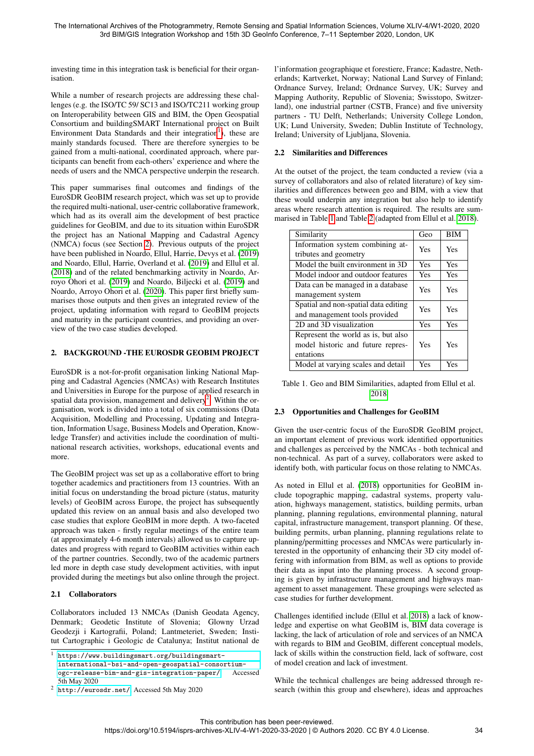investing time in this integration task is beneficial for their organisation.

While a number of research projects are addressing these challenges (e.g. the ISO/TC 59/ SC13 and ISO/TC211 working group on Interoperability between GIS and BIM, the Open Geospatial Consortium and buildingSMART International project on Built Environment Data Standards and their integration[1]), these are mainly standards focused. There are therefore synergies to be gained from a multi-national, coordinated approach, where participants can benefit from each-others' experience and where the needs of users and the NMCA perspective underpin the research.

This paper summarises final outcomes and findings of the EuroSDR GeoBIM research project, which was set up to provide the required multi-national, user-centric collaborative framework, which had as its overall aim the development of best practice guidelines for GeoBIM, and due to its situation within EuroSDR the project has an National Mapping and Cadastral Agency (NMCA) focus (see Section 2). Previous outputs of the project have been published in Noardo, Ellul, Harrie, Devys et al. (2019) and Noardo, Ellul, Harrie, Overland et al. (2019) and Ellul et al. (2018) and of the related benchmarking activity in Noardo, Arroyo Ohori et al. (2019) and Noardo, Biljecki et al. (2019) and Noardo, Arroyo Ohori et al. (2020). This paper first briefly summarises those outputs and then gives an integrated review of the project, updating information with regard to GeoBIM projects and maturity in the participant countries, and providing an overview of the two case studies developed.

## 2. BACKGROUND -THE EUROSDR GEOBIM PROJECT

EuroSDR is a not-for-profit organisation linking National Mapping and Cadastral Agencies (NMCAs) with Research Institutes and Universities in Europe for the purpose of applied research in spatial data provision, management and delivery[2]. Within the organisation, work is divided into a total of six commissions (Data Acquisition, Modelling and Processing, Updating and Integration, Information Usage, Business Models and Operation, Knowledge Transfer) and activities include the coordination of multinational research activities, workshops, educational events and more.

The GeoBIM project was set up as a collaborative effort to bring together academics and practitioners from 13 countries. With an initial focus on understanding the broad picture (status, maturity levels) of GeoBIM across Europe, the project has subsequently updated this review on an annual basis and also developed two case studies that explore GeoBIM in more depth. A two-faceted approach was taken - firstly regular meetings of the entire team (at approximately 4-6 month intervals) allowed us to capture updates and progress with regard to GeoBIM activities within each of the partner countries. Secondly, two of the academic partners led more in depth case study development activities, with input provided during the meetings but also online through the project.

### 2.1 Collaborators

Collaborators included 13 NMCAs (Danish Geodata Agency, Denmark; Geodetic Institute of Slovenia; Glowny Urzad Geodezji i Kartografii, Poland; Lantmeteriet, Sweden; Institut Cartographic i Geologic de Catalunya; Institut national de l'information geographique et forestiere, France; Kadastre, Netherlands; Kartverket, Norway; National Land Survey of Finland; Ordnance Survey, Ireland; Ordnance Survey, UK; Survey and Mapping Authority, Republic of Slovenia; Swisstopo, Switzerland), one industrial partner (CSTB, France) and five university partners - TU Delft, Netherlands; University College London, UK; Lund University, Sweden; Dublin Institute of Technology, Ireland; University of Ljubljana, Slovenia.

### 2.2 Similarities and Differences

At the outset of the project, the team conducted a review (via a survey of collaborators and also of related literature) of key similarities and differences between geo and BIM, with a view that these would underpin any integration but also help to identify areas where research attention is required. The results are summarised in Table 1 and Table 2 (adapted from Ellul et al. 2018).

| Similarity | Geo | BIM |
|---|---|---|
| Information system combining attributes and geometry | Yes | Yes |
| Model the built environment in 3D | Yes | Yes |
| Model indoor and outdoor features | Yes | Yes |
| Data can be managed in a database management system | Yes | Yes |
| Spatial and non-spatial data editing and management tools provided | Yes | Yes |
| 2D and 3D visualization | Yes | Yes |
| Represent the world as is, but also model historic and future representations | Yes | Yes |
| Model at varying scales and detail | Yes | Yes |

Table 1. Geo and BIM Similarities, adapted from Ellul et al. 2018

### 2.3 Opportunities and Challenges for GeoBIM

Given the user-centric focus of the EuroSDR GeoBIM project, an important element of previous work identified opportunities and challenges as perceived by the NMCAs - both technical and non-technical. As part of a survey, collaborators were asked to identify both, with particular focus on those relating to NMCAs.

As noted in Ellul et al. (2018) opportunities for GeoBIM include topographic mapping, cadastral systems, property valuation, highways management, statistics, building permits, urban planning, planning regulations, environmental planning, natural capital, infrastructure management, transport planning. Of these, building permits, urban planning, planning regulations relate to planning/permitting processes and NMCAs were particularly interested in the opportunity of enhancing their 3D city model offering with information from BIM, as well as options to provide their data as input into the planning process. A second grouping is given by infrastructure management and highways management to asset management. These groupings were selected as case studies for further development.

Challenges identified include (Ellul et al. 2018) a lack of knowledge and expertise on what GeoBIM is, BIM data coverage is lacking, the lack of articulation of role and services of an NMCA with regards to BIM and GeoBIM, different conceptual models, lack of skills within the construction field, lack of software, cost of model creation and lack of investment.

While the technical challenges are being addressed through research (within this group and elsewhere), ideas and approaches

[1] https://www.buildingsmart.org/buildingsmart-international-bsi-and-open-geospatial-consortium-ogc-release-bim-and-gis-integration-paper/ Accessed 5th May 2020

[2] http://eurosdr.net/ Accessed 5th May 2020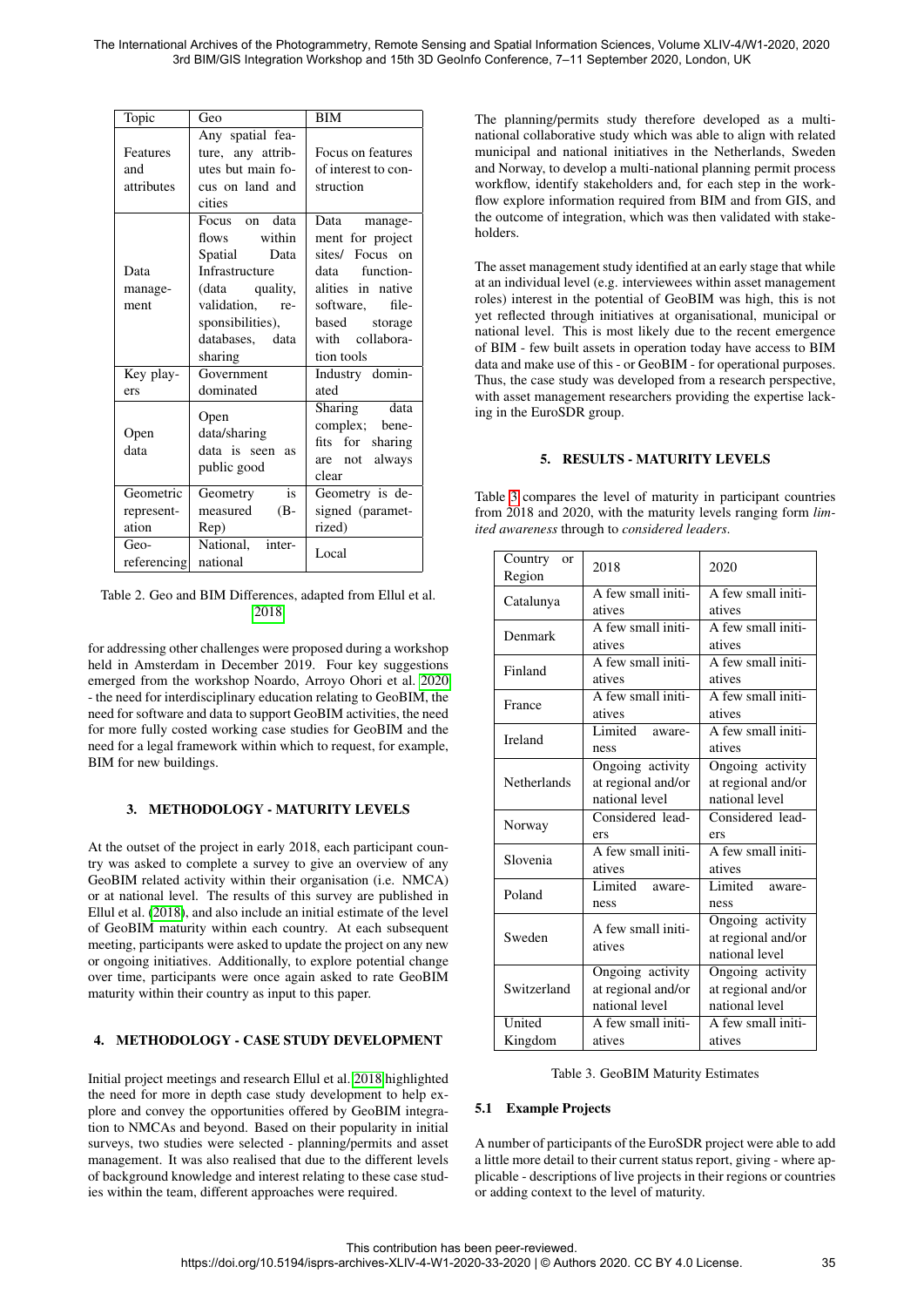| Topic | Geo | BIM |
|---|---|---|
| Features and attributes | Any spatial feature, any attributes but main focus on land and cities | Focus on features of interest to construction |
| Data management | Focus on data flows within Spatial Data Infrastructure (data quality, validation, responsibilities), databases, data sharing | Data management for project sites/ Focus on data functionalities in native software, file-based storage with collaboration tools |
| Key players | Government dominated | Industry dominated |
| Open data | Open data/sharing data is seen as public good | Sharing data complex; benefits for sharing are not always clear |
| Geometric representation | Geometry is measured (B-Rep) | Geometry is designed (parametrized) |
| Geo-referencing | National, international | Local |

Table 2. Geo and BIM Differences, adapted from Ellul et al. 2018

for addressing other challenges were proposed during a workshop held in Amsterdam in December 2019. Four key suggestions emerged from the workshop Noardo, Arroyo Ohori et al. 2020 - the need for interdisciplinary education relating to GeoBIM, the need for software and data to support GeoBIM activities, the need for more fully costed working case studies for GeoBIM and the need for a legal framework within which to request, for example, BIM for new buildings.

## 3. METHODOLOGY - MATURITY LEVELS

At the outset of the project in early 2018, each participant country was asked to complete a survey to give an overview of any GeoBIM related activity within their organisation (i.e. NMCA) or at national level. The results of this survey are published in Ellul et al. (2018), and also include an initial estimate of the level of GeoBIM maturity within each country. At each subsequent meeting, participants were asked to update the project on any new or ongoing initiatives. Additionally, to explore potential change over time, participants were once again asked to rate GeoBIM maturity within their country as input to this paper.

## 4. METHODOLOGY - CASE STUDY DEVELOPMENT

Initial project meetings and research Ellul et al. 2018 highlighted the need for more in depth case study development to help explore and convey the opportunities offered by GeoBIM integration to NMCAs and beyond. Based on their popularity in initial surveys, two studies were selected - planning/permits and asset management. It was also realised that due to the different levels of background knowledge and interest relating to these case studies within the team, different approaches were required.

The planning/permits study therefore developed as a multi-national collaborative study which was able to align with related municipal and national initiatives in the Netherlands, Sweden and Norway, to develop a multi-national planning permit process workflow, identify stakeholders and, for each step in the workflow explore information required from BIM and from GIS, and the outcome of integration, which was then validated with stakeholders.

The asset management study identified at an early stage that while at an individual level (e.g. interviewees within asset management roles) interest in the potential of GeoBIM was high, this is not yet reflected through initiatives at organisational, municipal or national level. This is most likely due to the recent emergence of BIM - few built assets in operation today have access to BIM data and make use of this - or GeoBIM - for operational purposes. Thus, the case study was developed from a research perspective, with asset management researchers providing the expertise lacking in the EuroSDR group.

## 5. RESULTS - MATURITY LEVELS

Table 3 compares the level of maturity in participant countries from 2018 and 2020, with the maturity levels ranging form *limited awareness* through to *considered leaders*.

| Country or Region | 2018 | 2020 |
|---|---|---|
| Catalunya | A few small initiatives | A few small initiatives |
| Denmark | A few small initiatives | A few small initiatives |
| Finland | A few small initiatives | A few small initiatives |
| France | A few small initiatives | A few small initiatives |
| Ireland | Limited awareness | A few small initiatives |
| Netherlands | Ongoing activity at regional and/or national level | Ongoing activity at regional and/or national level |
| Norway | Considered leaders | Considered leaders |
| Slovenia | A few small initiatives | A few small initiatives |
| Poland | Limited awareness | Limited awareness |
| Sweden | A few small initiatives | Ongoing activity at regional and/or national level |
| Switzerland | Ongoing activity at regional and/or national level | Ongoing activity at regional and/or national level |
| United Kingdom | A few small initiatives | A few small initiatives |

Table 3. GeoBIM Maturity Estimates

### 5.1 Example Projects

A number of participants of the EuroSDR project were able to add a little more detail to their current status report, giving - where applicable - descriptions of live projects in their regions or countries or adding context to the level of maturity.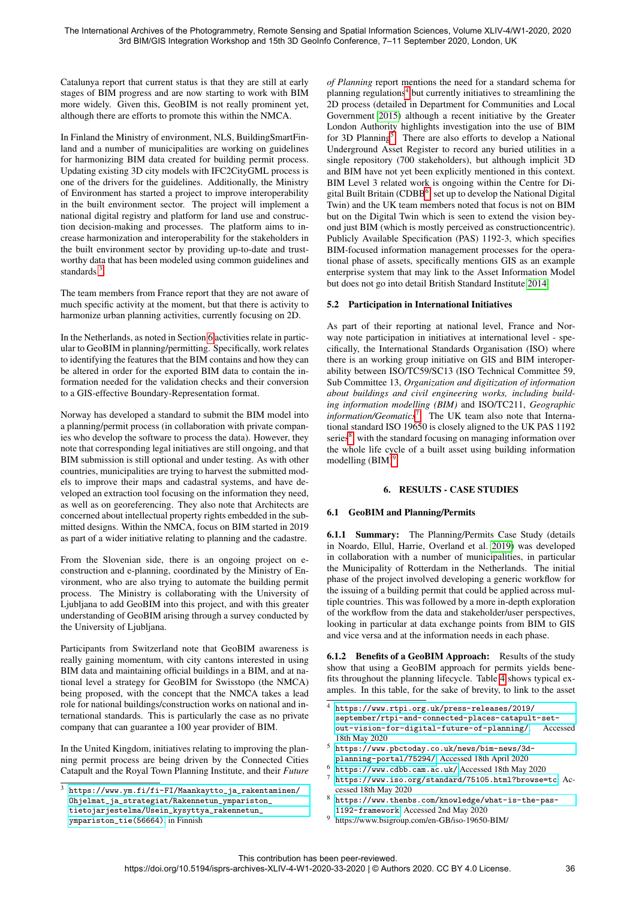Catalunya report that current status is that they are still at early stages of BIM progress and are now starting to work with BIM more widely. Given this, GeoBIM is not really prominent yet, although there are efforts to promote this within the NMCA.

In Finland the Ministry of environment, NLS, BuildingSmartFinland and a number of municipalities are working on guidelines for harmonizing BIM data created for building permit process. Updating existing 3D city models with IFC2CityGML process is one of the drivers for the guidelines. Additionally, the Ministry of Environment has started a project to improve interoperability in the built environment sector. The project will implement a national digital registry and platform for land use and construction decision-making and processes. The platform aims to increase harmonization and interoperability for the stakeholders in the built environment sector by providing up-to-date and trustworthy data that has been modeled using common guidelines and standards.[3]

The team members from France report that they are not aware of much specific activity at the moment, but that there is activity to harmonize urban planning activities, currently focusing on 2D.

In the Netherlands, as noted in Section 6 activities relate in particular to GeoBIM in planning/permitting. Specifically, work relates to identifying the features that the BIM contains and how they can be altered in order for the exported BIM data to contain the information needed for the validation checks and their conversion to a GIS-effective Boundary-Representation format.

Norway has developed a standard to submit the BIM model into a planning/permit process (in collaboration with private companies who develop the software to process the data). However, they note that corresponding legal initiatives are still ongoing, and that BIM submission is still optional and under testing. As with other countries, municipalities are trying to harvest the submitted models to improve their maps and cadastral systems, and have developed an extraction tool focusing on the information they need, as well as on georeferencing. They also note that Architects are concerned about intellectual property rights embedded in the submitted designs. Within the NMCA, focus on BIM started in 2019 as part of a wider initiative relating to planning and the cadastre.

From the Slovenian side, there is an ongoing project on e-construction and e-planning, coordinated by the Ministry of Environment, who are also trying to automate the building permit process. The Ministry is collaborating with the University of Ljubljana to add GeoBIM into this project, and with this greater understanding of GeoBIM arising through a survey conducted by the University of Ljubljana.

Participants from Switzerland note that GeoBIM awareness is really gaining momentum, with city cantons interested in using BIM data and maintaining official buildings in a BIM, and at national level a strategy for GeoBIM for Swisstopo (the NMCA) being proposed, with the concept that the NMCA takes a lead role for national buildings/construction works on national and international standards. This is particularly the case as no private company that can guarantee a 100 year provider of BIM.

In the United Kingdom, initiatives relating to improving the planning permit process are being driven by the Connected Cities Catapult and the Royal Town Planning Institute, and their *Future of Planning* report mentions the need for a standard schema for planning regulations[4] but currently initiatives to streamlining the 2D process (detailed in Department for Communities and Local Government 2015) although a recent initiative by the Greater London Authority highlights investigation into the use of BIM for 3D Planning[5]. There are also efforts to develop a National Underground Asset Register to record any buried utilities in a single repository (700 stakeholders), but although implicit 3D and BIM have not yet been explicitly mentioned in this context. BIM Level 3 related work is ongoing within the Centre for Digital Built Britain (CDBB[6], set up to develop the National Digital Twin) and the UK team members noted that focus is not on BIM but on the Digital Twin which is seen to extend the vision beyond just BIM (which is mostly perceived as constructioncentric). Publicly Available Specification (PAS) 1192-3, which specifies BIM-focused information management processes for the operational phase of assets, specifically mentions GIS as an example enterprise system that may link to the Asset Information Model but does not go into detail British Standard Institute 2014.

## 5.2 Participation in International Initiatives

As part of their reporting at national level, France and Norway note participation in initiatives at international level - specifically, the International Standards Organisation (ISO) where there is an working group initiative on GIS and BIM interoperability between ISO/TC59/SC13 (ISO Technical Committee 59, Sub Committee 13, *Organization and digitization of information about buildings and civil engineering works, including building information modelling (BIM)* and ISO/TC211, *Geographic information/Geomatics*[7]. The UK team also note that International standard ISO 19650 is closely aligned to the UK PAS 1192 series[8], with the standard focusing on managing information over the whole life cycle of a built asset using building information modelling (BIM)[9].

# 6. RESULTS - CASE STUDIES

## 6.1 GeoBIM and Planning/Permits

**6.1.1 Summary:** The Planning/Permits Case Study (details in Noardo, Ellul, Harrie, Overland et al. 2019) was developed in collaboration with a number of municipalities, in particular the Municipality of Rotterdam in the Netherlands. The initial phase of the project involved developing a generic workflow for the issuing of a building permit that could be applied across multiple countries. This was followed by a more in-depth exploration of the workflow from the data and stakeholder/user perspectives, looking in particular at data exchange points from BIM to GIS and vice versa and at the information needs in each phase.

**6.1.2 Benefits of a GeoBIM Approach:** Results of the study show that using a GeoBIM approach for permits yields benefits throughout the planning lifecycle. Table 4 shows typical examples. In this table, for the sake of brevity, to link to the asset

---

[3] https://www.ym.fi/fi-FI/Maankaytto_ja_rakentaminen/Ohjelmat_ja_strategiat/Rakennetun_ympariston_tietojarjestelma/Usein_kysyttya_rakennetun_ympariston_tie(56664) in Finnish

[4] https://www.rtpi.org.uk/press-releases/2019/september/rtpi-and-connected-places-catapult-set-out-vision-for-digital-future-of-planning/, Accessed 18th May 2020

[5] https://www.pbctoday.co.uk/news/bim-news/3d-planning-portal/75294/, Accessed 18th April 2020

[6] https://www.cdbb.cam.ac.uk/ Accessed 18th May 2020

[7] https://www.iso.org/standard/75105.html?browse=tc Accessed 18th May 2020

[8] https://www.thenbs.com/knowledge/what-is-the-pas-1192-framework Accessed 2nd May 2020

[9] https://www.bsigroup.com/en-GB/iso-19650-BIM/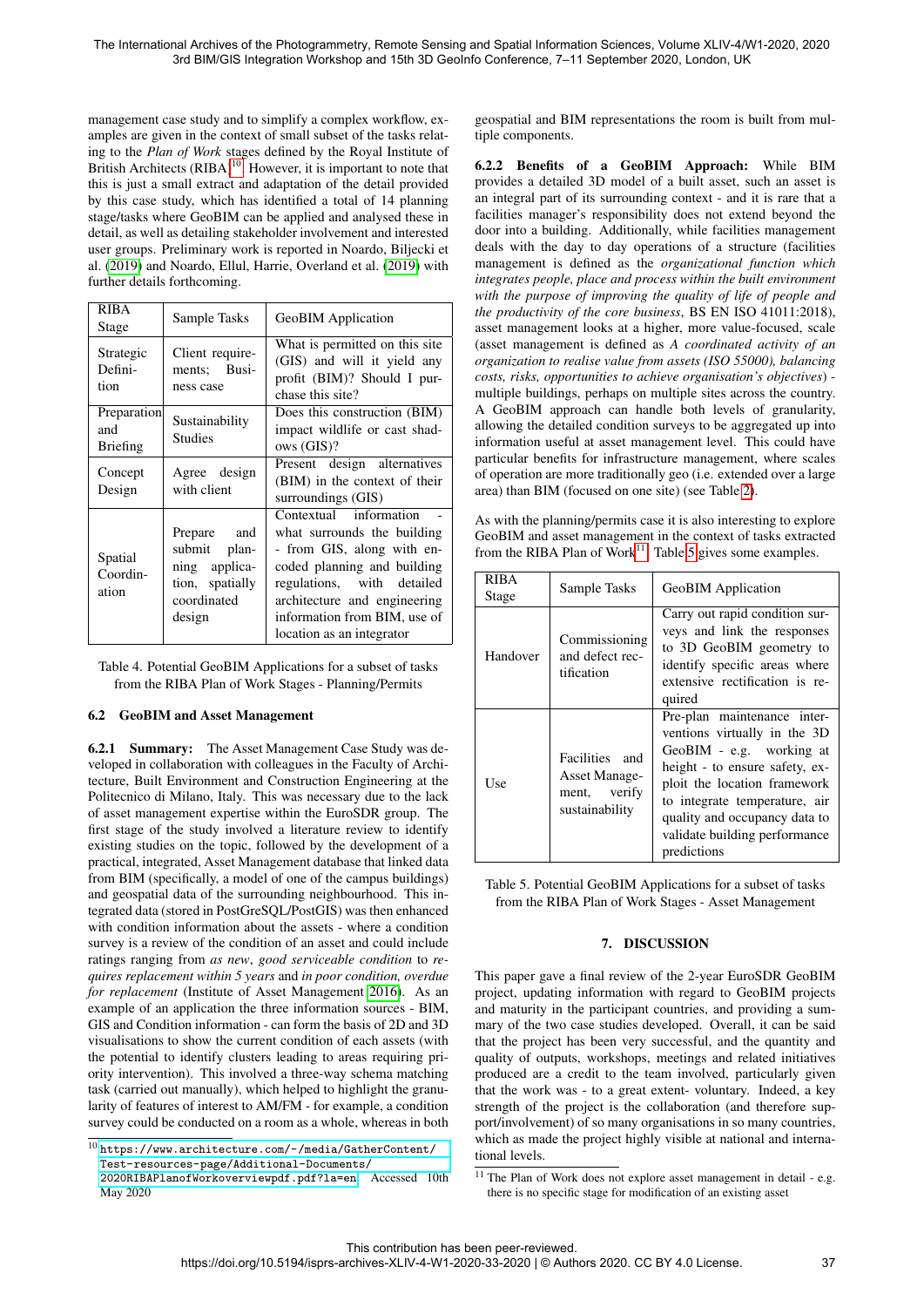management case study and to simplify a complex workflow, examples are given in the context of small subset of the tasks relating to the *Plan of Work* stages defined by the Royal Institute of British Architects (RIBA)[10]. However, it is important to note that this is just a small extract and adaptation of the detail provided by this case study, which has identified a total of 14 planning stage/tasks where GeoBIM can be applied and analysed these in detail, as well as detailing stakeholder involvement and interested user groups. Preliminary work is reported in Noardo, Biljecki et al. (2019) and Noardo, Ellul, Harrie, Overland et al. (2019) with further details forthcoming.

| RIBA Stage | Sample Tasks | GeoBIM Application |
|---|---|---|
| Strategic Definition | Client requirements; Business case | What is permitted on this site (GIS) and will it yield any profit (BIM)? Should I purchase this site? |
| Preparation and Briefing | Sustainability Studies | Does this construction (BIM) impact wildlife or cast shadows (GIS)? |
| Concept Design | Agree design with client | Present design alternatives (BIM) in the context of their surroundings (GIS) |
| Spatial Coordination | Prepare and submit planning application, spatially coordinated design | Contextual information - what surrounds the building - from GIS, along with encoded planning and building regulations, with detailed architecture and engineering information from BIM, use of location as an integrator |

Table 4. Potential GeoBIM Applications for a subset of tasks from the RIBA Plan of Work Stages - Planning/Permits

## 6.2 GeoBIM and Asset Management

**6.2.1 Summary:** The Asset Management Case Study was developed in collaboration with colleagues in the Faculty of Architecture, Built Environment and Construction Engineering at the Politecnico di Milano, Italy. This was necessary due to the lack of asset management expertise within the EuroSDR group. The first stage of the study involved a literature review to identify existing studies on the topic, followed by the development of a practical, integrated, Asset Management database that linked data from BIM (specifically, a model of one of the campus buildings) and geospatial data of the surrounding neighbourhood. This integrated data (stored in PostGreSQL/PostGIS) was then enhanced with condition information about the assets - where a condition survey is a review of the condition of an asset and could include ratings ranging from *as new*, *good serviceable condition* to *requires replacement within 5 years* and *in poor condition, overdue for replacement* (Institute of Asset Management 2016). As an example of an application the three information sources - BIM, GIS and Condition information - can form the basis of 2D and 3D visualisations to show the current condition of each assets (with the potential to identify clusters leading to areas requiring priority intervention). This involved a three-way schema matching task (carried out manually), which helped to highlight the granularity of features of interest to AM/FM - for example, a condition survey could be conducted on a room as a whole, whereas in both geospatial and BIM representations the room is built from multiple components.

**6.2.2 Benefits of a GeoBIM Approach:** While BIM provides a detailed 3D model of a built asset, such an asset is an integral part of its surrounding context - and it is rare that a facilities manager's responsibility does not extend beyond the door into a building. Additionally, while facilities management deals with the day to day operations of a structure (facilities management is defined as the *organizational function which integrates people, place and process within the built environment with the purpose of improving the quality of life of people and the productivity of the core business*, BS EN ISO 41011:2018), asset management looks at a higher, more value-focused, scale (asset management is defined as *A coordinated activity of an organization to realise value from assets (ISO 55000), balancing costs, risks, opportunities to achieve organisation's objectives*) - multiple buildings, perhaps on multiple sites across the country. A GeoBIM approach can handle both levels of granularity, allowing the detailed condition surveys to be aggregated up into information useful at asset management level. This could have particular benefits for infrastructure management, where scales of operation are more traditionally geo (i.e. extended over a large area) than BIM (focused on one site) (see Table 2).

As with the planning/permits case it is also interesting to explore GeoBIM and asset management in the context of tasks extracted from the RIBA Plan of Work[11]. Table 5 gives some examples.

| RIBA Stage | Sample Tasks | GeoBIM Application |
|---|---|---|
| Handover | Commissioning and defect rectification | Carry out rapid condition surveys and link the responses to 3D GeoBIM geometry to identify specific areas where extensive rectification is required |
| Use | Facilities and Asset Management, verify sustainability | Pre-plan maintenance interventions virtually in the 3D GeoBIM - e.g. working at height - to ensure safety, exploit the location framework to integrate temperature, air quality and occupancy data to validate building performance predictions |

Table 5. Potential GeoBIM Applications for a subset of tasks from the RIBA Plan of Work Stages - Asset Management

# 7. DISCUSSION

This paper gave a final review of the 2-year EuroSDR GeoBIM project, updating information with regard to GeoBIM projects and maturity in the participant countries, and providing a summary of the two case studies developed. Overall, it can be said that the project has been very successful, and the quantity and quality of outputs, workshops, meetings and related initiatives produced are a credit to the team involved, particularly given that the work was - to a great extent- voluntary. Indeed, a key strength of the project is the collaboration (and therefore support/involvement) of so many organisations in so many countries, which as made the project highly visible at national and international levels.

[10] https://www.architecture.com/-/media/GatherContent/Test-resources-page/Additional-Documents/2020RIBAPlanofWorkoverviewpdf.pdf?la=en Accessed 10th May 2020

[11] The Plan of Work does not explore asset management in detail - e.g. there is no specific stage for modification of an existing asset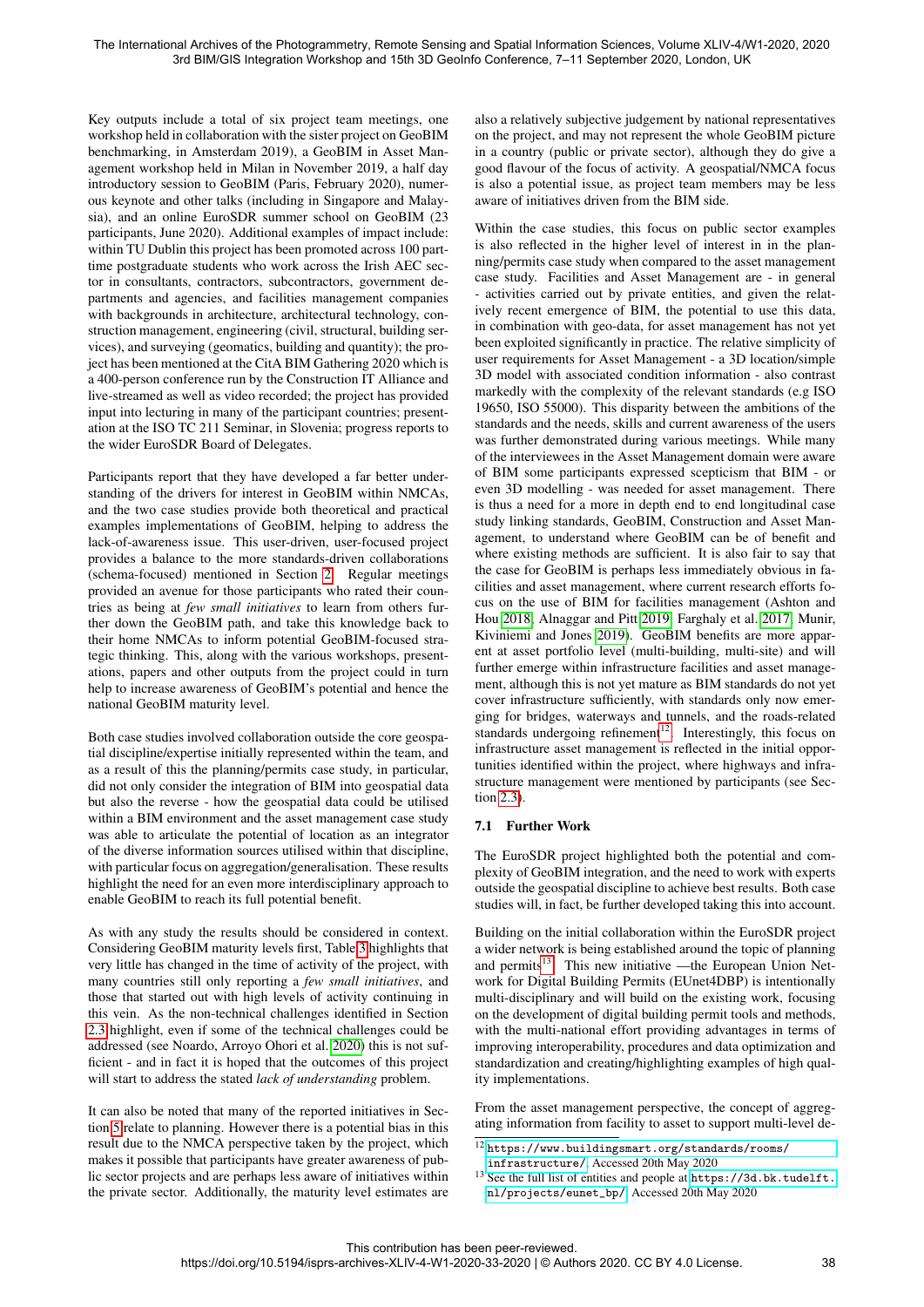Key outputs include a total of six project team meetings, one workshop held in collaboration with the sister project on GeoBIM benchmarking, in Amsterdam 2019), a GeoBIM in Asset Management workshop held in Milan in November 2019, a half day introductory session to GeoBIM (Paris, February 2020), numerous keynote and other talks (including in Singapore and Malaysia), and an online EuroSDR summer school on GeoBIM (23 participants, June 2020). Additional examples of impact include: within TU Dublin this project has been promoted across 100 part-time postgraduate students who work across the Irish AEC sector in consultants, contractors, subcontractors, government departments and agencies, and facilities management companies with backgrounds in architecture, architectural technology, construction management, engineering (civil, structural, building services), and surveying (geomatics, building and quantity); the project has been mentioned at the CitA BIM Gathering 2020 which is a 400-person conference run by the Construction IT Alliance and live-streamed as well as video recorded; the project has provided input into lecturing in many of the participant countries; presentation at the ISO TC 211 Seminar, in Slovenia; progress reports to the wider EuroSDR Board of Delegates.

Participants report that they have developed a far better understanding of the drivers for interest in GeoBIM within NMCAs, and the two case studies provide both theoretical and practical examples implementations of GeoBIM, helping to address the lack-of-awareness issue. This user-driven, user-focused project provides a balance to the more standards-driven collaborations (schema-focused) mentioned in Section 2. Regular meetings provided an avenue for those participants who rated their countries as being at *few small initiatives* to learn from others further down the GeoBIM path, and take this knowledge back to their home NMCAs to inform potential GeoBIM-focused strategic thinking. This, along with the various workshops, presentations, papers and other outputs from the project could in turn help to increase awareness of GeoBIM's potential and hence the national GeoBIM maturity level.

Both case studies involved collaboration outside the core geospatial discipline/expertise initially represented within the team, and as a result of this the planning/permits case study, in particular, did not only consider the integration of BIM into geospatial data but also the reverse - how the geospatial data could be utilised within a BIM environment and the asset management case study was able to articulate the potential of location as an integrator of the diverse information sources utilised within that discipline, with particular focus on aggregation/generalisation. These results highlight the need for an even more interdisciplinary approach to enable GeoBIM to reach its full potential benefit.

As with any study the results should be considered in context. Considering GeoBIM maturity levels first, Table 3 highlights that very little has changed in the time of activity of the project, with many countries still only reporting a *few small initiatives*, and those that started out with high levels of activity continuing in this vein. As the non-technical challenges identified in Section 2.3 highlight, even if some of the technical challenges could be addressed (see Noardo, Arroyo Ohori et al. 2020) this is not sufficient - and in fact it is hoped that the outcomes of this project will start to address the stated *lack of understanding* problem.

It can also be noted that many of the reported initiatives in Section 5 relate to planning. However there is a potential bias in this result due to the NMCA perspective taken by the project, which makes it possible that participants have greater awareness of public sector projects and are perhaps less aware of initiatives within the private sector. Additionally, the maturity level estimates are also a relatively subjective judgement by national representatives on the project, and may not represent the whole GeoBIM picture in a country (public or private sector), although they do give a good flavour of the focus of activity. A geospatial/NMCA focus is also a potential issue, as project team members may be less aware of initiatives driven from the BIM side.

Within the case studies, this focus on public sector examples is also reflected in the higher level of interest in in the planning/permits case study when compared to the asset management case study. Facilities and Asset Management are - in general - activities carried out by private entities, and given the relatively recent emergence of BIM, the potential to use this data, in combination with geo-data, for asset management has not yet been exploited significantly in practice. The relative simplicity of user requirements for Asset Management - a 3D location/simple 3D model with associated condition information - also contrast markedly with the complexity of the relevant standards (e.g ISO 19650, ISO 55000). This disparity between the ambitions of the standards and the needs, skills and current awareness of the users was further demonstrated during various meetings. While many of the interviewees in the Asset Management domain were aware of BIM some participants expressed scepticism that BIM - or even 3D modelling - was needed for asset management. There is thus a need for a more in depth end to end longitudinal case study linking standards, GeoBIM, Construction and Asset Management, to understand where GeoBIM can be of benefit and where existing methods are sufficient. It is also fair to say that the case for GeoBIM is perhaps less immediately obvious in facilities and asset management, where current research efforts focus on the use of BIM for facilities management (Ashton and Hou 2018, Alnaggar and Pitt 2019, Farghaly et al. 2017, Munir, Kiviniemi and Jones 2019). GeoBIM benefits are more apparent at asset portfolio level (multi-building, multi-site) and will further emerge within infrastructure facilities and asset management, although this is not yet mature as BIM standards do not yet cover infrastructure sufficiently, with standards only now emerging for bridges, waterways and tunnels, and the roads-related standards undergoing refinement[12]. Interestingly, this focus on infrastructure asset management is reflected in the initial opportunities identified within the project, where highways and infrastructure management were mentioned by participants (see Section 2.3).

### 7.1 Further Work

The EuroSDR project highlighted both the potential and complexity of GeoBIM integration, and the need to work with experts outside the geospatial discipline to achieve best results. Both case studies will, in fact, be further developed taking this into account.

Building on the initial collaboration within the EuroSDR project a wider network is being established around the topic of planning and permits[13]. This new initiative —the European Union Network for Digital Building Permits (EUnet4DBP) is intentionally multi-disciplinary and will build on the existing work, focusing on the development of digital building permit tools and methods, with the multi-national effort providing advantages in terms of improving interoperability, procedures and data optimization and standardization and creating/highlighting examples of high quality implementations.

From the asset management perspective, the concept of aggregating information from facility to asset to support multi-level de-

[12] https://www.buildingsmart.org/standards/rooms/infrastructure/, Accessed 20th May 2020

[13] See the full list of entities and people at https://3d.bk.tudelft.nl/projects/eunet_bp/, Accessed 20th May 2020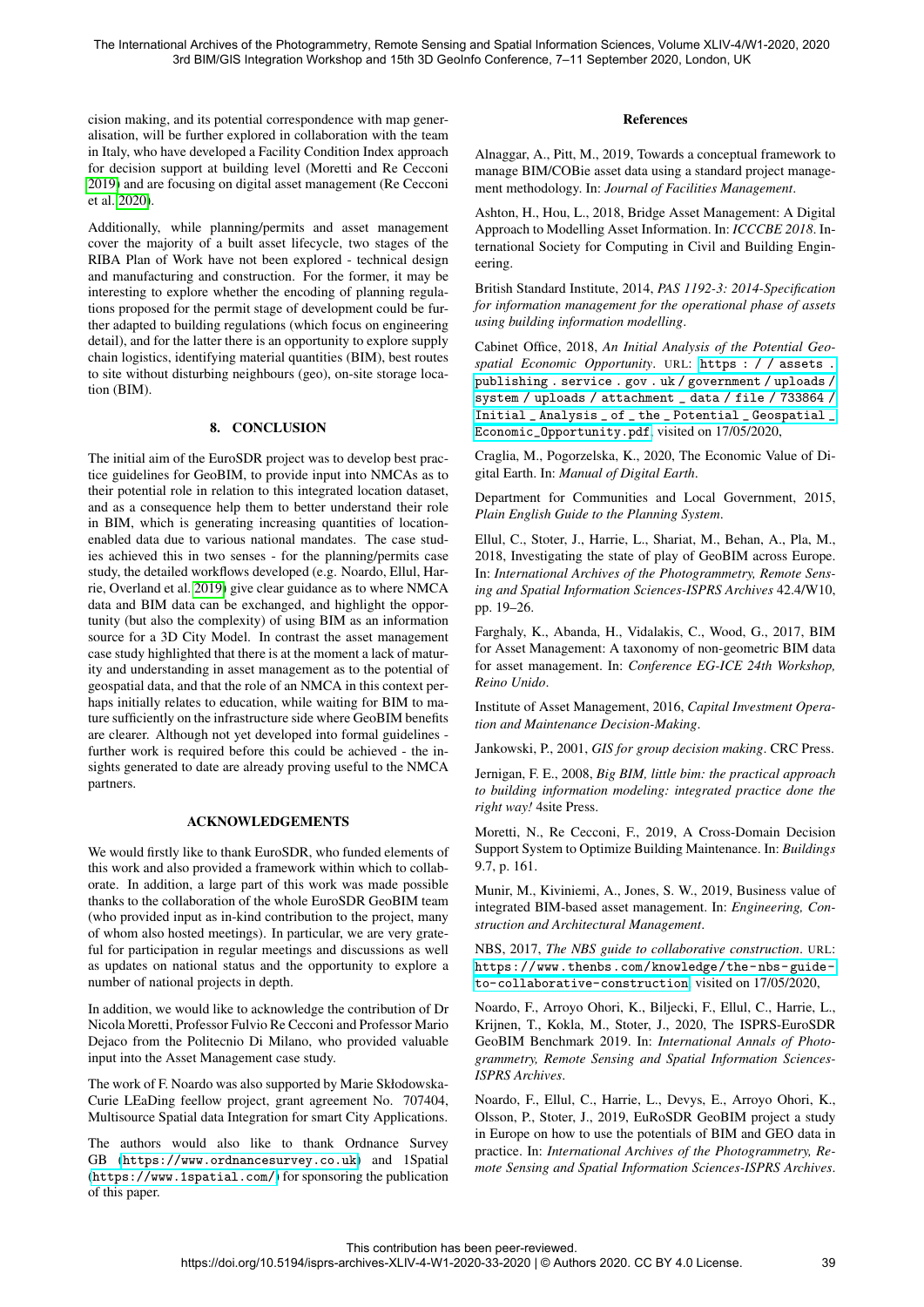cision making, and its potential correspondence with map generalisation, will be further explored in collaboration with the team in Italy, who have developed a Facility Condition Index approach for decision support at building level (Moretti and Re Cecconi 2019) and are focusing on digital asset management (Re Cecconi et al. 2020).

Additionally, while planning/permits and asset management cover the majority of a built asset lifecycle, two stages of the RIBA Plan of Work have not been explored - technical design and manufacturing and construction. For the former, it may be interesting to explore whether the encoding of planning regulations proposed for the permit stage of development could be further adapted to building regulations (which focus on engineering detail), and for the latter there is an opportunity to explore supply chain logistics, identifying material quantities (BIM), best routes to site without disturbing neighbours (geo), on-site storage location (BIM).

## 8. CONCLUSION

The initial aim of the EuroSDR project was to develop best practice guidelines for GeoBIM, to provide input into NMCAs as to their potential role in relation to this integrated location dataset, and as a consequence help them to better understand their role in BIM, which is generating increasing quantities of location-enabled data due to various national mandates. The case studies achieved this in two senses - for the planning/permits case study, the detailed workflows developed (e.g. Noardo, Ellul, Harrie, Overland et al. 2019) give clear guidance as to where NMCA data and BIM data can be exchanged, and highlight the opportunity (but also the complexity) of using BIM as an information source for a 3D City Model. In contrast the asset management case study highlighted that there is at the moment a lack of maturity and understanding in asset management as to the potential of geospatial data, and that the role of an NMCA in this context perhaps initially relates to education, while waiting for BIM to mature sufficiently on the infrastructure side where GeoBIM benefits are clearer. Although not yet developed into formal guidelines - further work is required before this could be achieved - the insights generated to date are already proving useful to the NMCA partners.

## ACKNOWLEDGEMENTS

We would firstly like to thank EuroSDR, who funded elements of this work and also provided a framework within which to collaborate. In addition, a large part of this work was made possible thanks to the collaboration of the whole EuroSDR GeoBIM team (who provided input as in-kind contribution to the project, many of whom also hosted meetings). In particular, we are very grateful for participation in regular meetings and discussions as well as updates on national status and the opportunity to explore a number of national projects in depth.

In addition, we would like to acknowledge the contribution of Dr Nicola Moretti, Professor Fulvio Re Cecconi and Professor Mario Dejaco from the Politecnio Di Milano, who provided valuable input into the Asset Management case study.

The work of F. Noardo was also supported by Marie Skłodowska-Curie LEaDing feellow project, grant agreement No. 707404, Multisource Spatial data Integration for smart City Applications.

The authors would also like to thank Ordnance Survey GB (https://www.ordnancesurvey.co.uk) and 1Spatial (https://www.1spatial.com/) for sponsoring the publication of this paper.

## References

Alnaggar, A., Pitt, M., 2019, Towards a conceptual framework to manage BIM/COBie asset data using a standard project management methodology. In: *Journal of Facilities Management*.

Ashton, H., Hou, L., 2018, Bridge Asset Management: A Digital Approach to Modelling Asset Information. In: *ICCCBE 2018*. International Society for Computing in Civil and Building Engineering.

British Standard Institute, 2014, *PAS 1192-3: 2014-Specification for information management for the operational phase of assets using building information modelling*.

Cabinet Office, 2018, *An Initial Analysis of the Potential Geospatial Economic Opportunity*. URL: https://assets.publishing.service.gov.uk/government/uploads/system/uploads/attachment_data/file/733864/Initial_Analysis_of_the_Potential_Geospatial_Economic_Opportunity.pdf, visited on 17/05/2020,

Craglia, M., Pogorzelska, K., 2020, The Economic Value of Digital Earth. In: *Manual of Digital Earth*.

Department for Communities and Local Government, 2015, *Plain English Guide to the Planning System*.

Ellul, C., Stoter, J., Harrie, L., Shariat, M., Behan, A., Pla, M., 2018, Investigating the state of play of GeoBIM across Europe. In: *International Archives of the Photogrammetry, Remote Sensing and Spatial Information Sciences-ISPRS Archives* 42.4/W10, pp. 19–26.

Farghaly, K., Abanda, H., Vidalakis, C., Wood, G., 2017, BIM for Asset Management: A taxonomy of non-geometric BIM data for asset management. In: *Conference EG-ICE 24th Workshop, Reino Unido*.

Institute of Asset Management, 2016, *Capital Investment Operation and Maintenance Decision-Making*.

Jankowski, P., 2001, *GIS for group decision making*. CRC Press.

Jernigan, F. E., 2008, *Big BIM, little bim: the practical approach to building information modeling: integrated practice done the right way!* 4site Press.

Moretti, N., Re Cecconi, F., 2019, A Cross-Domain Decision Support System to Optimize Building Maintenance. In: *Buildings* 9.7, p. 161.

Munir, M., Kiviniemi, A., Jones, S. W., 2019, Business value of integrated BIM-based asset management. In: *Engineering, Construction and Architectural Management*.

NBS, 2017, *The NBS guide to collaborative construction*. URL: https://www.thenbs.com/knowledge/the-nbs-guide-to-collaborative-construction, visited on 17/05/2020,

Noardo, F., Arroyo Ohori, K., Biljecki, F., Ellul, C., Harrie, L., Krijnen, T., Kokla, M., Stoter, J., 2020, The ISPRS-EuroSDR GeoBIM Benchmark 2019. In: *International Annals of Photogrammetry, Remote Sensing and Spatial Information Sciences-ISPRS Archives*.

Noardo, F., Ellul, C., Harrie, L., Devys, E., Arroyo Ohori, K., Olsson, P., Stoter, J., 2019, EuRoSDR GeoBIM project a study in Europe on how to use the potentials of BIM and GEO data in practice. In: *International Archives of the Photogrammetry, Remote Sensing and Spatial Information Sciences-ISPRS Archives*.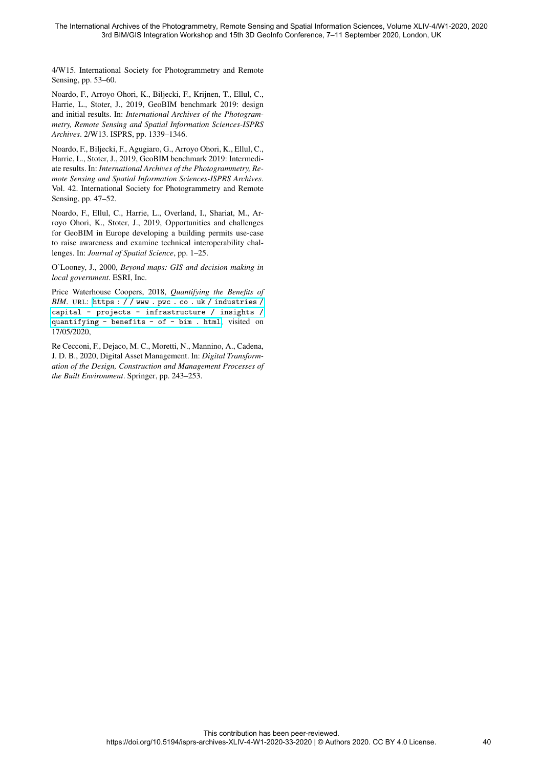4/W15. International Society for Photogrammetry and Remote Sensing, pp. 53–60.

Noardo, F., Arroyo Ohori, K., Biljecki, F., Krijnen, T., Ellul, C., Harrie, L., Stoter, J., 2019, GeoBIM benchmark 2019: design and initial results. In: *International Archives of the Photogrammetry, Remote Sensing and Spatial Information Sciences-ISPRS Archives*. 2/W13. ISPRS, pp. 1339–1346.

Noardo, F., Biljecki, F., Agugiaro, G., Arroyo Ohori, K., Ellul, C., Harrie, L., Stoter, J., 2019, GeoBIM benchmark 2019: Intermediate results. In: *International Archives of the Photogrammetry, Remote Sensing and Spatial Information Sciences-ISPRS Archives*. Vol. 42. International Society for Photogrammetry and Remote Sensing, pp. 47–52.

Noardo, F., Ellul, C., Harrie, L., Overland, I., Shariat, M., Arroyo Ohori, K., Stoter, J., 2019, Opportunities and challenges for GeoBIM in Europe developing a building permits use-case to raise awareness and examine technical interoperability challenges. In: *Journal of Spatial Science*, pp. 1–25.

O'Looney, J., 2000, *Beyond maps: GIS and decision making in local government*. ESRI, Inc.

Price Waterhouse Coopers, 2018, *Quantifying the Benefits of BIM*. URL: https://www.pwc.co.uk/industries/capital-projects-infrastructure/insights/quantifying-benefits-of-bim.html, visited on 17/05/2020,

Re Cecconi, F., Dejaco, M. C., Moretti, N., Mannino, A., Cadena, J. D. B., 2020, Digital Asset Management. In: *Digital Transformation of the Design, Construction and Management Processes of the Built Environment*. Springer, pp. 243–253.